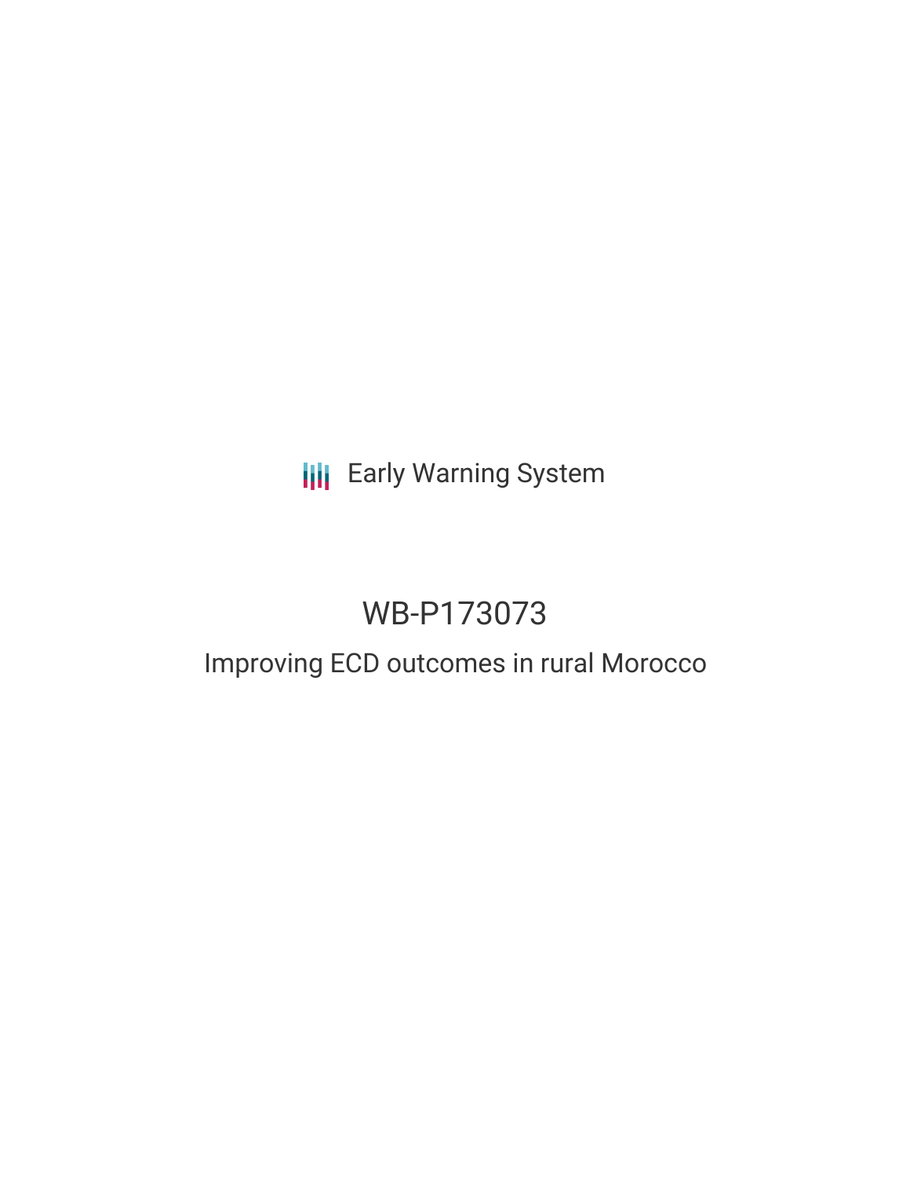Early Warning System

# WB-P173073

## Improving ECD outcomes in rural Morocco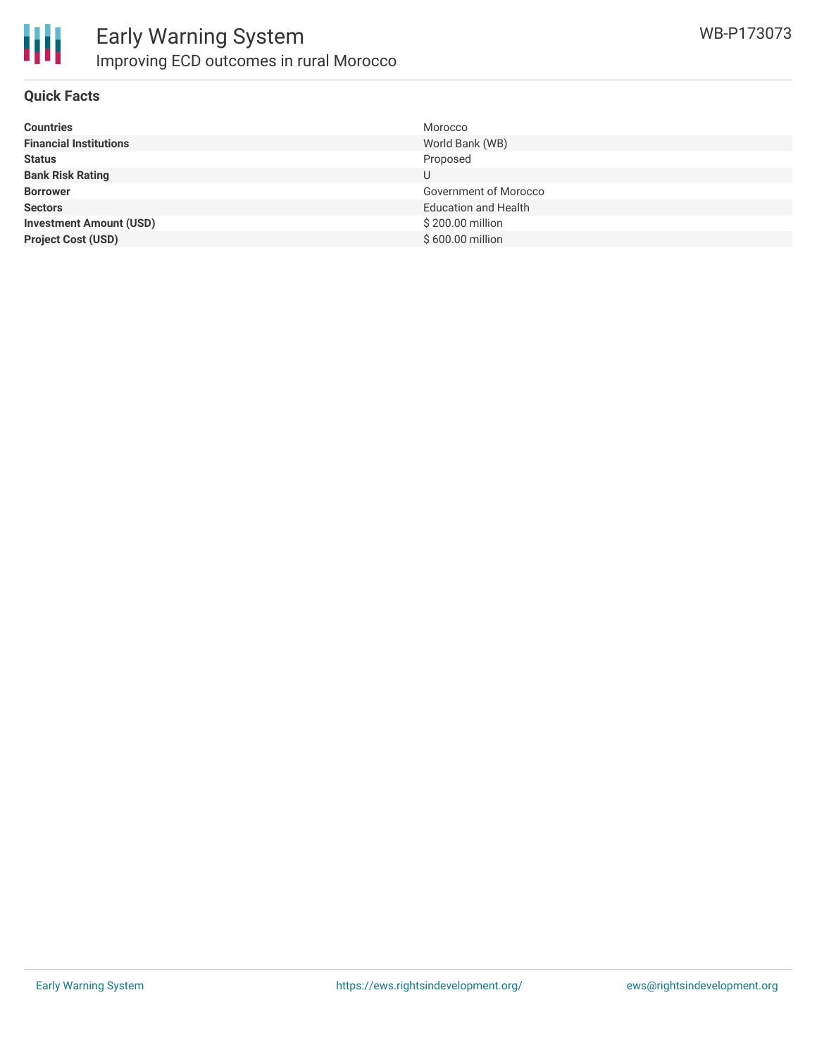## Quick Facts

| | |
|---|---|
| **Countries** | Morocco |
| **Financial Institutions** | World Bank (WB) |
| **Status** | Proposed |
| **Bank Risk Rating** | U |
| **Borrower** | Government of Morocco |
| **Sectors** | Education and Health |
| **Investment Amount (USD)** | $ 200.00 million |
| **Project Cost (USD)** | $ 600.00 million |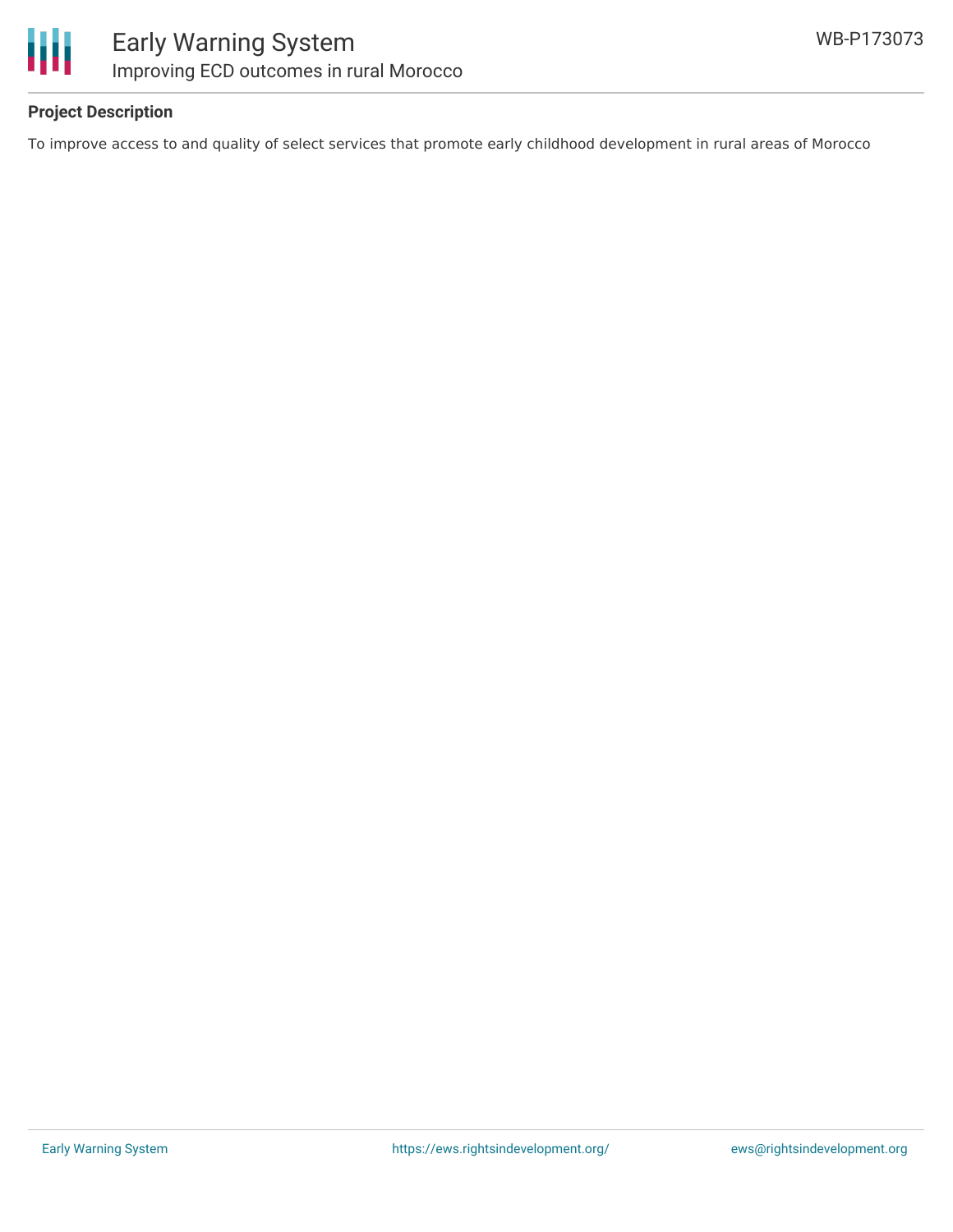## Project Description

To improve access to and quality of select services that promote early childhood development in rural areas of Morocco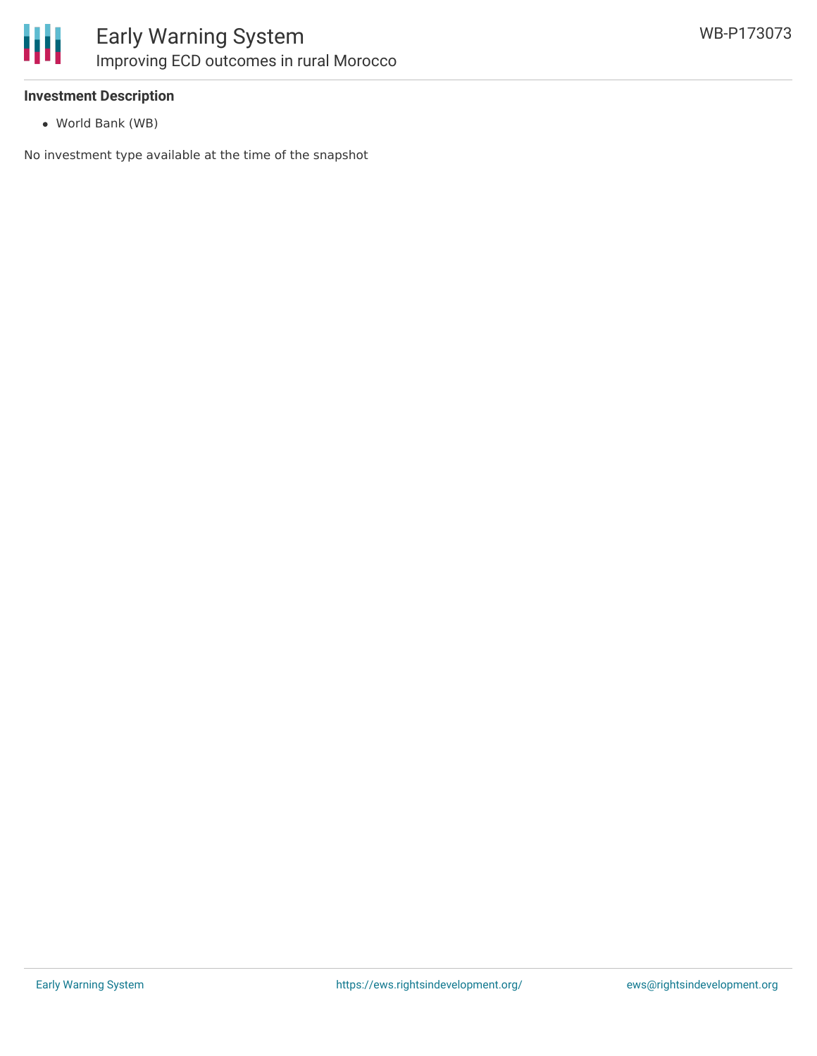### Investment Description

- World Bank (WB)

No investment type available at the time of the snapshot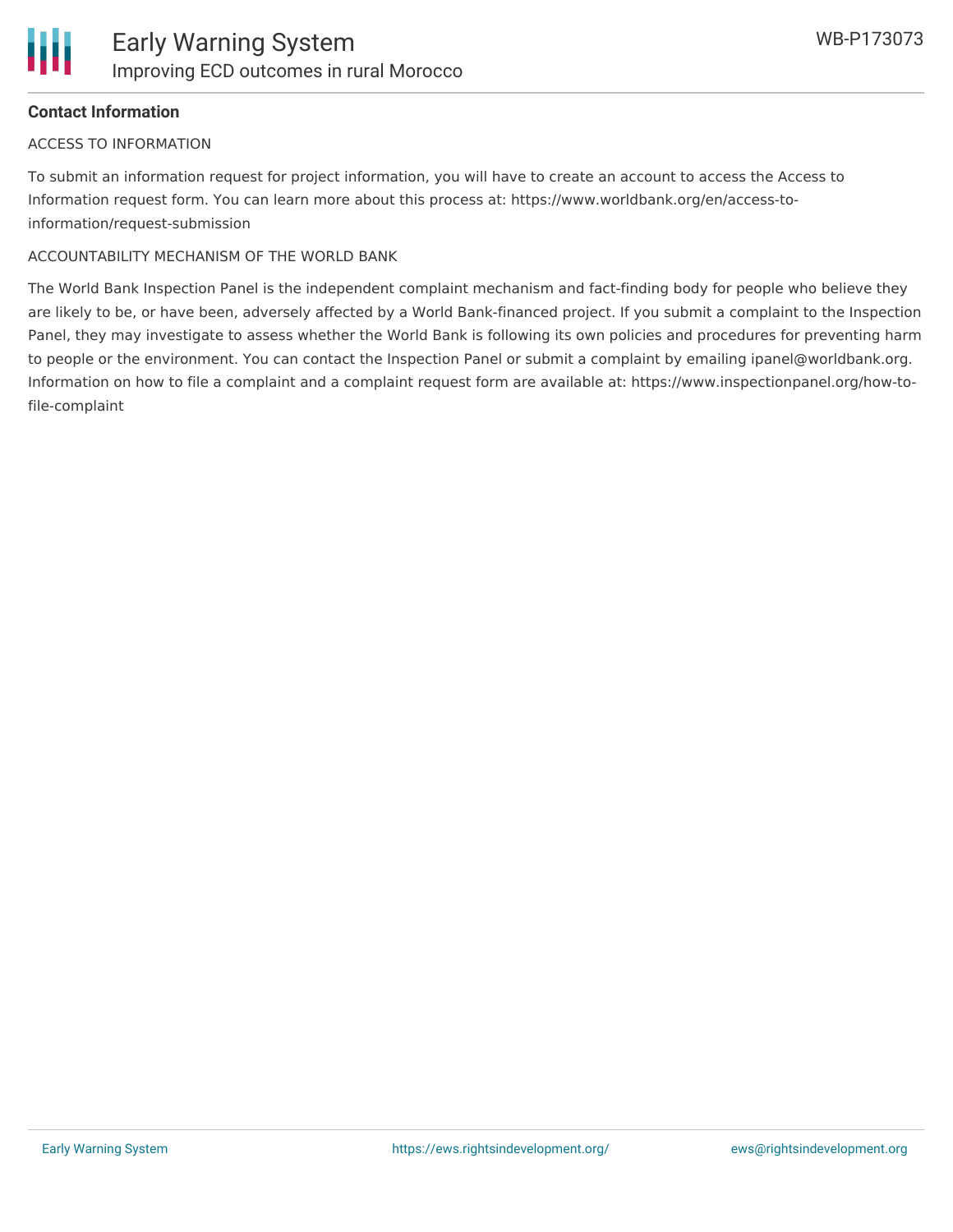**Contact Information**

ACCESS TO INFORMATION

To submit an information request for project information, you will have to create an account to access the Access to Information request form. You can learn more about this process at: https://www.worldbank.org/en/access-to-information/request-submission

ACCOUNTABILITY MECHANISM OF THE WORLD BANK

The World Bank Inspection Panel is the independent complaint mechanism and fact-finding body for people who believe they are likely to be, or have been, adversely affected by a World Bank-financed project. If you submit a complaint to the Inspection Panel, they may investigate to assess whether the World Bank is following its own policies and procedures for preventing harm to people or the environment. You can contact the Inspection Panel or submit a complaint by emailing ipanel@worldbank.org. Information on how to file a complaint and a complaint request form are available at: https://www.inspectionpanel.org/how-to-file-complaint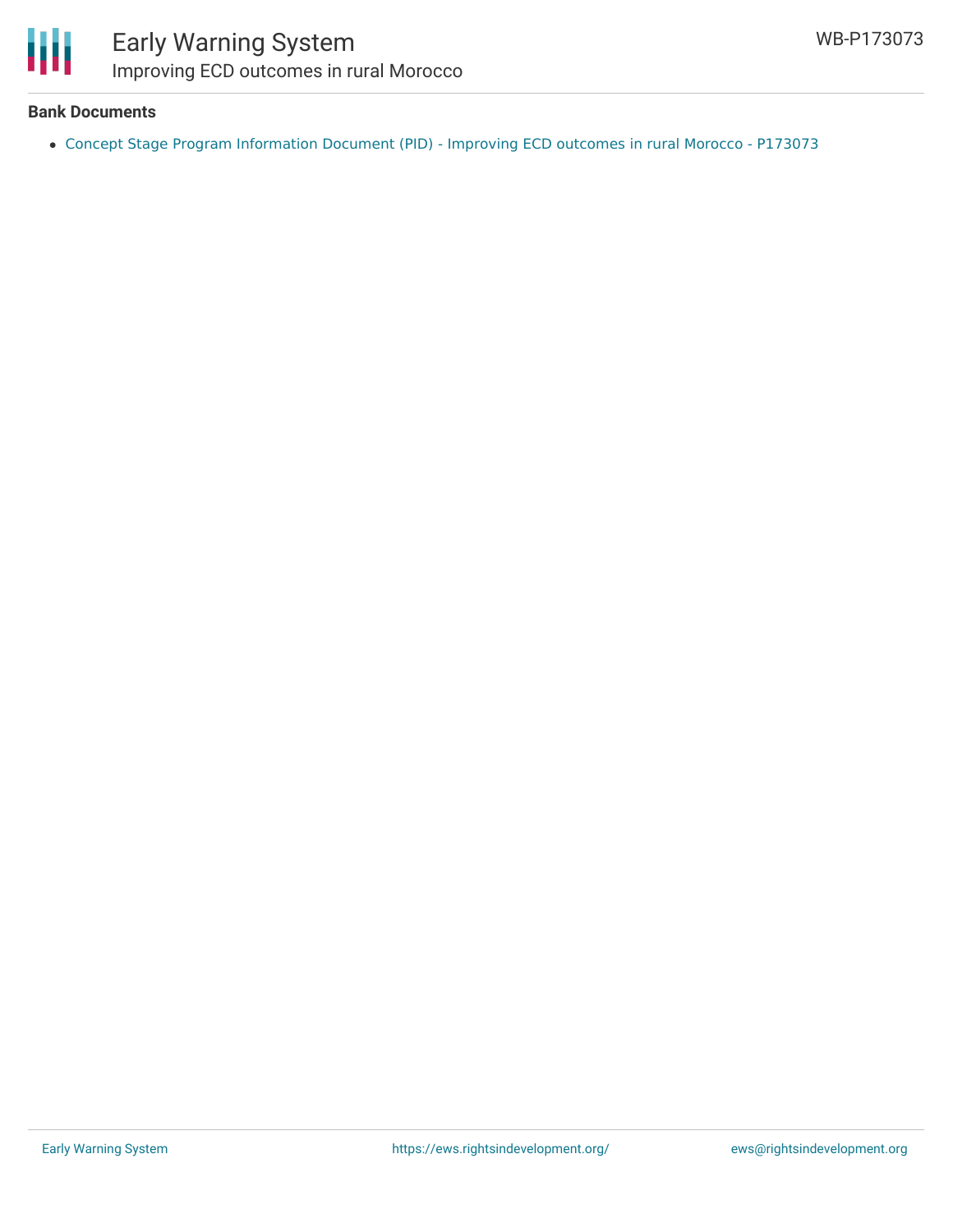**Bank Documents**

- Concept Stage Program Information Document (PID) - Improving ECD outcomes in rural Morocco - P173073